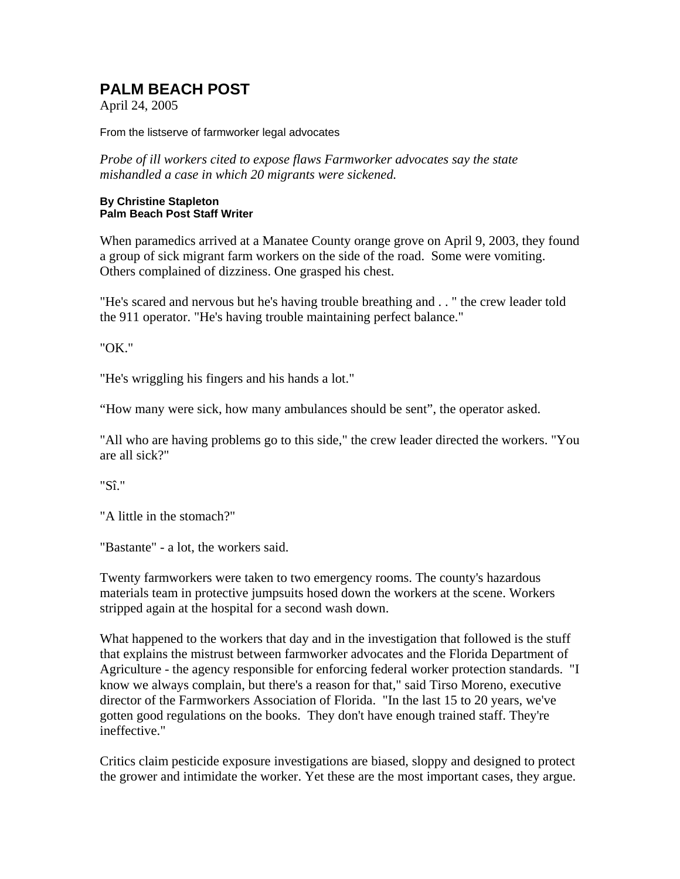# PALM BEACH POST

April 24, 2005

From the listserve of farmworker legal advocates

*Probe of ill workers cited to expose flaws Farmworker advocates say the state mishandled a case in which 20 migrants were sickened.*

**By Christine Stapleton**
**Palm Beach Post Staff Writer**

When paramedics arrived at a Manatee County orange grove on April 9, 2003, they found a group of sick migrant farm workers on the side of the road. Some were vomiting. Others complained of dizziness. One grasped his chest.

"He's scared and nervous but he's having trouble breathing and . . " the crew leader told the 911 operator. "He's having trouble maintaining perfect balance."

"OK."

"He's wriggling his fingers and his hands a lot."

"How many were sick, how many ambulances should be sent", the operator asked.

"All who are having problems go to this side," the crew leader directed the workers. "You are all sick?"

"Sî."

"A little in the stomach?"

"Bastante" - a lot, the workers said.

Twenty farmworkers were taken to two emergency rooms. The county's hazardous materials team in protective jumpsuits hosed down the workers at the scene. Workers stripped again at the hospital for a second wash down.

What happened to the workers that day and in the investigation that followed is the stuff that explains the mistrust between farmworker advocates and the Florida Department of Agriculture - the agency responsible for enforcing federal worker protection standards. "I know we always complain, but there's a reason for that," said Tirso Moreno, executive director of the Farmworkers Association of Florida. "In the last 15 to 20 years, we've gotten good regulations on the books. They don't have enough trained staff. They're ineffective."

Critics claim pesticide exposure investigations are biased, sloppy and designed to protect the grower and intimidate the worker. Yet these are the most important cases, they argue.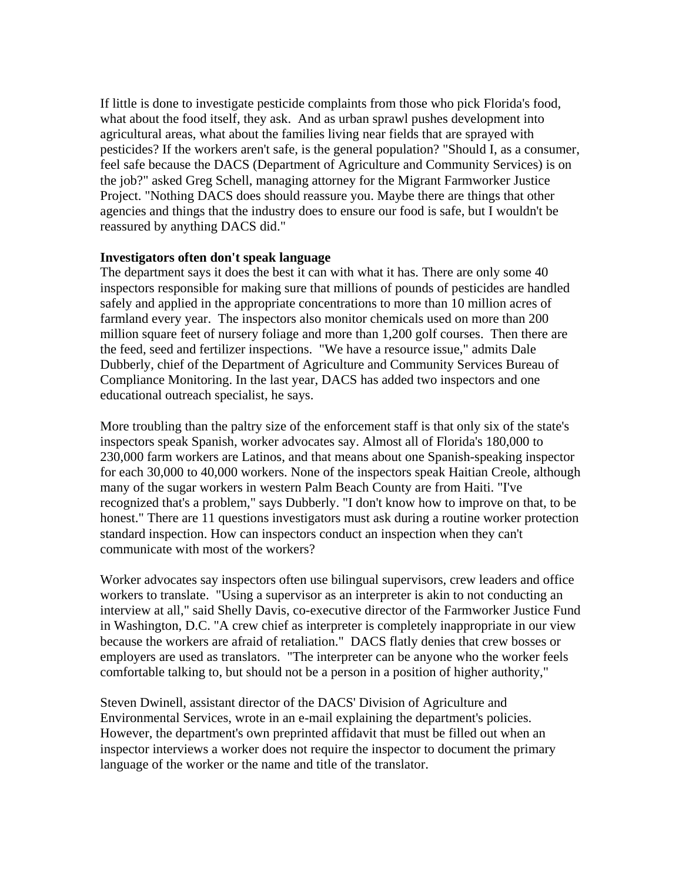If little is done to investigate pesticide complaints from those who pick Florida's food, what about the food itself, they ask. And as urban sprawl pushes development into agricultural areas, what about the families living near fields that are sprayed with pesticides? If the workers aren't safe, is the general population? "Should I, as a consumer, feel safe because the DACS (Department of Agriculture and Community Services) is on the job?" asked Greg Schell, managing attorney for the Migrant Farmworker Justice Project. "Nothing DACS does should reassure you. Maybe there are things that other agencies and things that the industry does to ensure our food is safe, but I wouldn't be reassured by anything DACS did."

**Investigators often don't speak language**

The department says it does the best it can with what it has. There are only some 40 inspectors responsible for making sure that millions of pounds of pesticides are handled safely and applied in the appropriate concentrations to more than 10 million acres of farmland every year. The inspectors also monitor chemicals used on more than 200 million square feet of nursery foliage and more than 1,200 golf courses. Then there are the feed, seed and fertilizer inspections. "We have a resource issue," admits Dale Dubberly, chief of the Department of Agriculture and Community Services Bureau of Compliance Monitoring. In the last year, DACS has added two inspectors and one educational outreach specialist, he says.

More troubling than the paltry size of the enforcement staff is that only six of the state's inspectors speak Spanish, worker advocates say. Almost all of Florida's 180,000 to 230,000 farm workers are Latinos, and that means about one Spanish-speaking inspector for each 30,000 to 40,000 workers. None of the inspectors speak Haitian Creole, although many of the sugar workers in western Palm Beach County are from Haiti. "I've recognized that's a problem," says Dubberly. "I don't know how to improve on that, to be honest." There are 11 questions investigators must ask during a routine worker protection standard inspection. How can inspectors conduct an inspection when they can't communicate with most of the workers?

Worker advocates say inspectors often use bilingual supervisors, crew leaders and office workers to translate. "Using a supervisor as an interpreter is akin to not conducting an interview at all," said Shelly Davis, co-executive director of the Farmworker Justice Fund in Washington, D.C. "A crew chief as interpreter is completely inappropriate in our view because the workers are afraid of retaliation." DACS flatly denies that crew bosses or employers are used as translators. "The interpreter can be anyone who the worker feels comfortable talking to, but should not be a person in a position of higher authority,"

Steven Dwinell, assistant director of the DACS' Division of Agriculture and Environmental Services, wrote in an e-mail explaining the department's policies. However, the department's own preprinted affidavit that must be filled out when an inspector interviews a worker does not require the inspector to document the primary language of the worker or the name and title of the translator.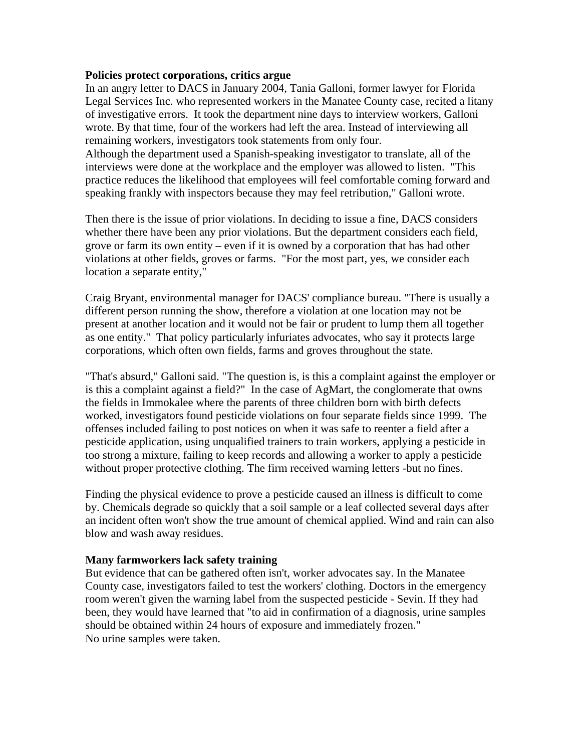**Policies protect corporations, critics argue**

In an angry letter to DACS in January 2004, Tania Galloni, former lawyer for Florida Legal Services Inc. who represented workers in the Manatee County case, recited a litany of investigative errors. It took the department nine days to interview workers, Galloni wrote. By that time, four of the workers had left the area. Instead of interviewing all remaining workers, investigators took statements from only four.

Although the department used a Spanish-speaking investigator to translate, all of the interviews were done at the workplace and the employer was allowed to listen. "This practice reduces the likelihood that employees will feel comfortable coming forward and speaking frankly with inspectors because they may feel retribution," Galloni wrote.

Then there is the issue of prior violations. In deciding to issue a fine, DACS considers whether there have been any prior violations. But the department considers each field, grove or farm its own entity – even if it is owned by a corporation that has had other violations at other fields, groves or farms. "For the most part, yes, we consider each location a separate entity,"

Craig Bryant, environmental manager for DACS' compliance bureau. "There is usually a different person running the show, therefore a violation at one location may not be present at another location and it would not be fair or prudent to lump them all together as one entity." That policy particularly infuriates advocates, who say it protects large corporations, which often own fields, farms and groves throughout the state.

"That's absurd," Galloni said. "The question is, is this a complaint against the employer or is this a complaint against a field?" In the case of AgMart, the conglomerate that owns the fields in Immokalee where the parents of three children born with birth defects worked, investigators found pesticide violations on four separate fields since 1999. The offenses included failing to post notices on when it was safe to reenter a field after a pesticide application, using unqualified trainers to train workers, applying a pesticide in too strong a mixture, failing to keep records and allowing a worker to apply a pesticide without proper protective clothing. The firm received warning letters -but no fines.

Finding the physical evidence to prove a pesticide caused an illness is difficult to come by. Chemicals degrade so quickly that a soil sample or a leaf collected several days after an incident often won't show the true amount of chemical applied. Wind and rain can also blow and wash away residues.

**Many farmworkers lack safety training**

But evidence that can be gathered often isn't, worker advocates say. In the Manatee County case, investigators failed to test the workers' clothing. Doctors in the emergency room weren't given the warning label from the suspected pesticide - Sevin. If they had been, they would have learned that "to aid in confirmation of a diagnosis, urine samples should be obtained within 24 hours of exposure and immediately frozen."

No urine samples were taken.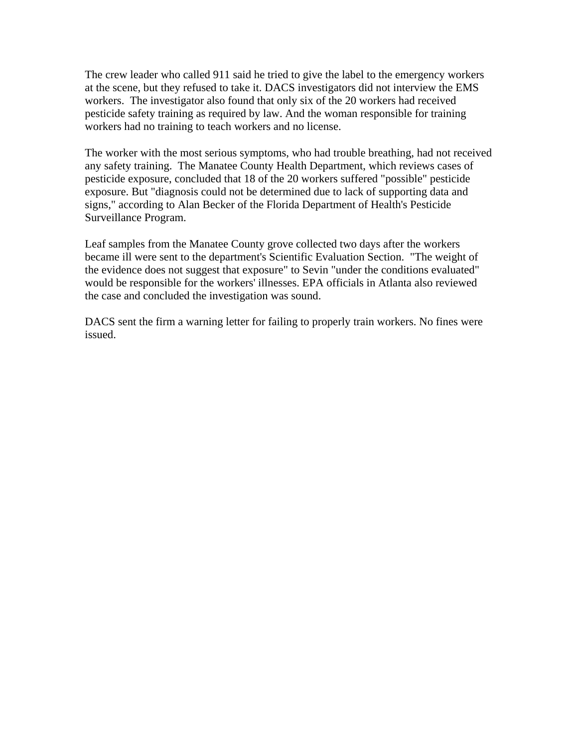The crew leader who called 911 said he tried to give the label to the emergency workers at the scene, but they refused to take it. DACS investigators did not interview the EMS workers. The investigator also found that only six of the 20 workers had received pesticide safety training as required by law. And the woman responsible for training workers had no training to teach workers and no license.

The worker with the most serious symptoms, who had trouble breathing, had not received any safety training. The Manatee County Health Department, which reviews cases of pesticide exposure, concluded that 18 of the 20 workers suffered "possible" pesticide exposure. But "diagnosis could not be determined due to lack of supporting data and signs," according to Alan Becker of the Florida Department of Health's Pesticide Surveillance Program.

Leaf samples from the Manatee County grove collected two days after the workers became ill were sent to the department's Scientific Evaluation Section. "The weight of the evidence does not suggest that exposure" to Sevin "under the conditions evaluated" would be responsible for the workers' illnesses. EPA officials in Atlanta also reviewed the case and concluded the investigation was sound.

DACS sent the firm a warning letter for failing to properly train workers. No fines were issued.